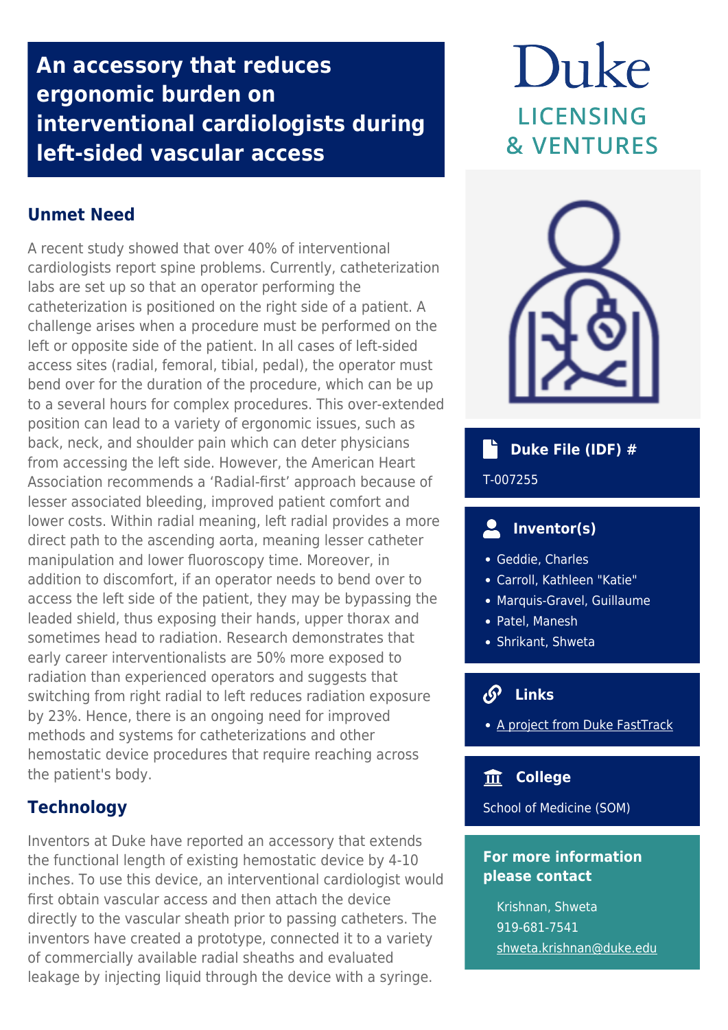# An accessory that reduces ergonomic burden on interventional cardiologists during left-sided vascular access

## Unmet Need

A recent study showed that over 40% of interventional cardiologists report spine problems. Currently, catheterization labs are set up so that an operator performing the catheterization is positioned on the right side of a patient. A challenge arises when a procedure must be performed on the left or opposite side of the patient. In all cases of left-sided access sites (radial, femoral, tibial, pedal), the operator must bend over for the duration of the procedure, which can be up to a several hours for complex procedures. This over-extended position can lead to a variety of ergonomic issues, such as back, neck, and shoulder pain which can deter physicians from accessing the left side. However, the American Heart Association recommends a 'Radial-first' approach because of lesser associated bleeding, improved patient comfort and lower costs. Within radial meaning, left radial provides a more direct path to the ascending aorta, meaning lesser catheter manipulation and lower fluoroscopy time. Moreover, in addition to discomfort, if an operator needs to bend over to access the left side of the patient, they may be bypassing the leaded shield, thus exposing their hands, upper thorax and sometimes head to radiation. Research demonstrates that early career interventionalists are 50% more exposed to radiation than experienced operators and suggests that switching from right radial to left reduces radiation exposure by 23%. Hence, there is an ongoing need for improved methods and systems for catheterizations and other hemostatic device procedures that require reaching across the patient's body.

## Technology

Inventors at Duke have reported an accessory that extends the functional length of existing hemostatic device by 4-10 inches. To use this device, an interventional cardiologist would first obtain vascular access and then attach the device directly to the vascular sheath prior to passing catheters. The inventors have created a prototype, connected it to a variety of commercially available radial sheaths and evaluated leakage by injecting liquid through the device with a syringe.

Duke
LICENSING & VENTURES

### Duke File (IDF) #

T-007255

### Inventor(s)

- Geddie, Charles
- Carroll, Kathleen "Katie"
- Marquis-Gravel, Guillaume
- Patel, Manesh
- Shrikant, Shweta

### Links

- A project from Duke FastTrack

### College

School of Medicine (SOM)

### For more information please contact

Krishnan, Shweta
919-681-7541
shweta.krishnan@duke.edu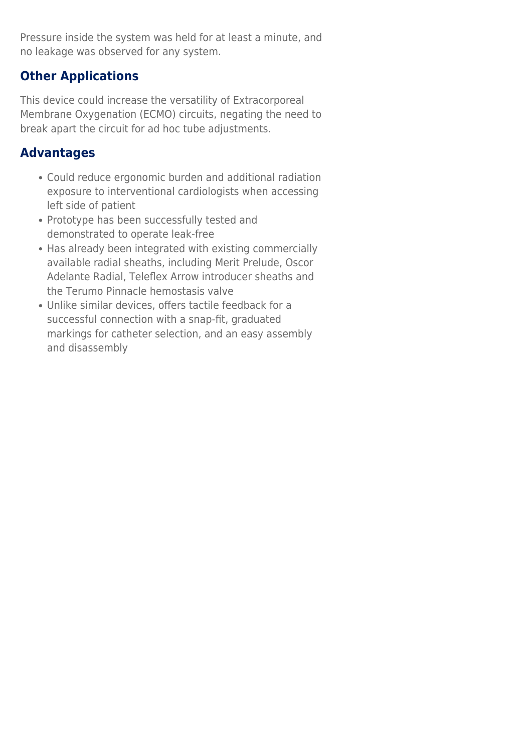Pressure inside the system was held for at least a minute, and no leakage was observed for any system.

## Other Applications

This device could increase the versatility of Extracorporeal Membrane Oxygenation (ECMO) circuits, negating the need to break apart the circuit for ad hoc tube adjustments.

## Advantages

- Could reduce ergonomic burden and additional radiation exposure to interventional cardiologists when accessing left side of patient
- Prototype has been successfully tested and demonstrated to operate leak-free
- Has already been integrated with existing commercially available radial sheaths, including Merit Prelude, Oscor Adelante Radial, Teleflex Arrow introducer sheaths and the Terumo Pinnacle hemostasis valve
- Unlike similar devices, offers tactile feedback for a successful connection with a snap-fit, graduated markings for catheter selection, and an easy assembly and disassembly